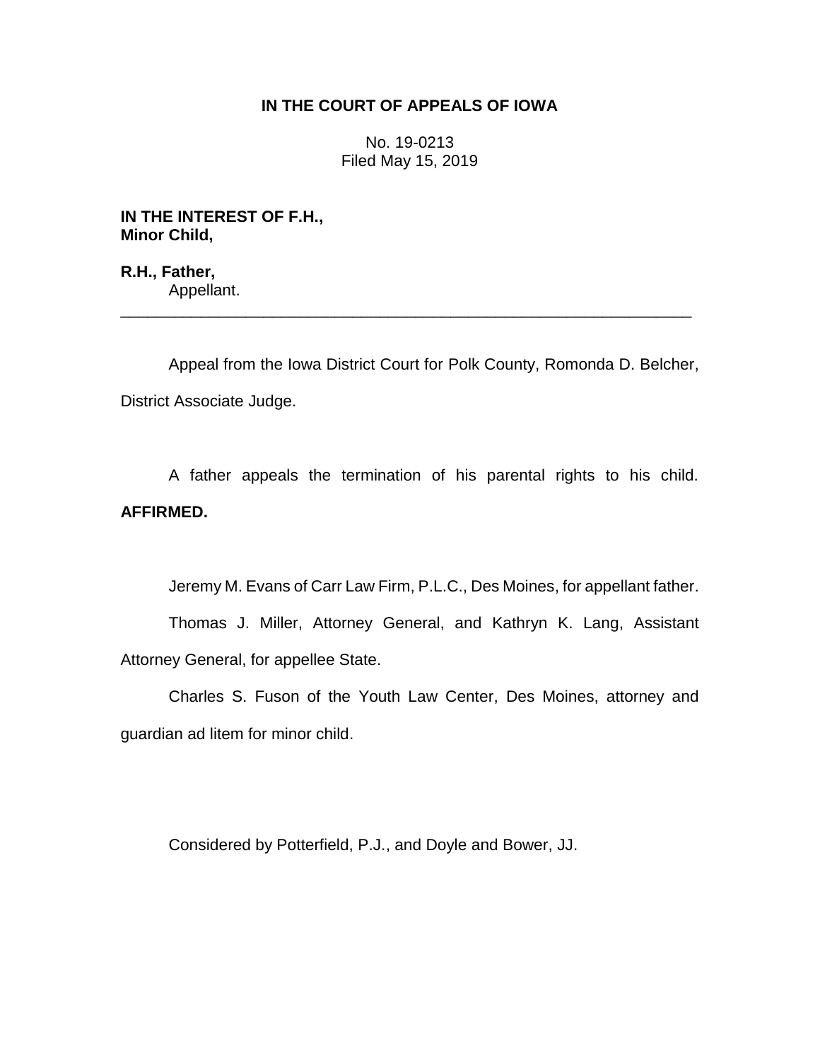**IN THE COURT OF APPEALS OF IOWA**

No. 19-0213
Filed May 15, 2019

**IN THE INTEREST OF F.H.,**
**Minor Child,**

**R.H., Father,**
Appellant.

---

Appeal from the Iowa District Court for Polk County, Romonda D. Belcher, District Associate Judge.

A father appeals the termination of his parental rights to his child. **AFFIRMED.**

Jeremy M. Evans of Carr Law Firm, P.L.C., Des Moines, for appellant father.

Thomas J. Miller, Attorney General, and Kathryn K. Lang, Assistant Attorney General, for appellee State.

Charles S. Fuson of the Youth Law Center, Des Moines, attorney and guardian ad litem for minor child.

Considered by Potterfield, P.J., and Doyle and Bower, JJ.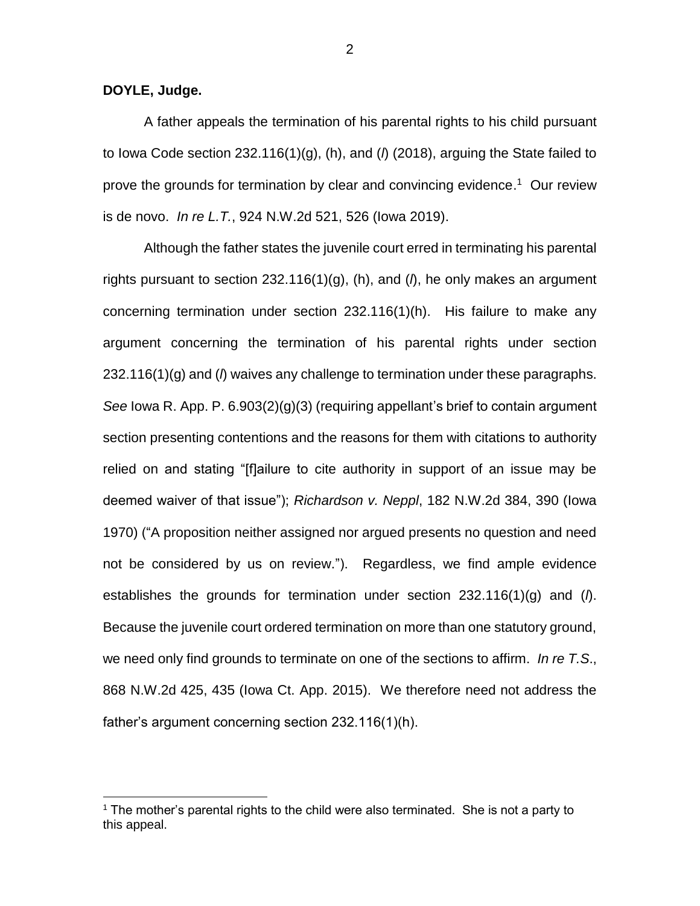**DOYLE, Judge.**

A father appeals the termination of his parental rights to his child pursuant to Iowa Code section 232.116(1)(g), (h), and (*l*) (2018), arguing the State failed to prove the grounds for termination by clear and convincing evidence.[1] Our review is de novo. *In re L.T.*, 924 N.W.2d 521, 526 (Iowa 2019).

Although the father states the juvenile court erred in terminating his parental rights pursuant to section 232.116(1)(g), (h), and (*l*), he only makes an argument concerning termination under section 232.116(1)(h). His failure to make any argument concerning the termination of his parental rights under section 232.116(1)(g) and (*l*) waives any challenge to termination under these paragraphs. *See* Iowa R. App. P. 6.903(2)(g)(3) (requiring appellant's brief to contain argument section presenting contentions and the reasons for them with citations to authority relied on and stating "[f]ailure to cite authority in support of an issue may be deemed waiver of that issue"); *Richardson v. Neppl*, 182 N.W.2d 384, 390 (Iowa 1970) ("A proposition neither assigned nor argued presents no question and need not be considered by us on review."). Regardless, we find ample evidence establishes the grounds for termination under section 232.116(1)(g) and (*l*). Because the juvenile court ordered termination on more than one statutory ground, we need only find grounds to terminate on one of the sections to affirm. *In re T.S.*, 868 N.W.2d 425, 435 (Iowa Ct. App. 2015). We therefore need not address the father's argument concerning section 232.116(1)(h).

[1] The mother's parental rights to the child were also terminated. She is not a party to this appeal.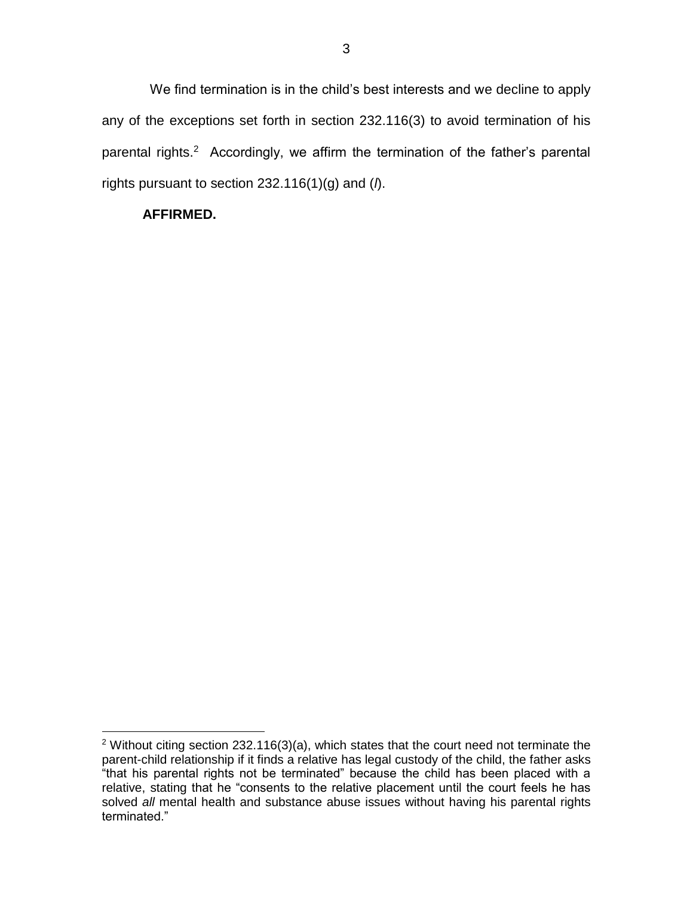We find termination is in the child's best interests and we decline to apply any of the exceptions set forth in section 232.116(3) to avoid termination of his parental rights.[2] Accordingly, we affirm the termination of the father's parental rights pursuant to section 232.116(1)(g) and (*l*).

**AFFIRMED.**

---

[2] Without citing section 232.116(3)(a), which states that the court need not terminate the parent-child relationship if it finds a relative has legal custody of the child, the father asks "that his parental rights not be terminated" because the child has been placed with a relative, stating that he "consents to the relative placement until the court feels he has solved *all* mental health and substance abuse issues without having his parental rights terminated."